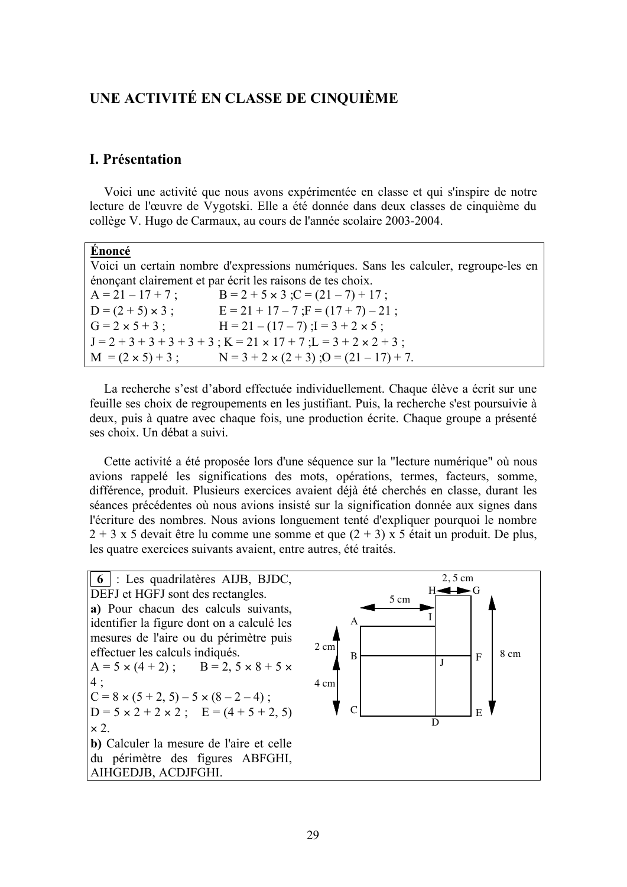## UNE ACTIVITÉ EN CLASSE DE CINQUIÈME

### I. Présentation

Voici une activité que nous avons expérimentée en classe et qui s'inspire de notre lecture de l'œuvre de Vygotski. Elle a été donnée dans deux classes de cinquième du collège V. Hugo de Carmaux, au cours de l'année scolaire 2003-2004.

> **Énoncé**
>
> Voici un certain nombre d'expressions numériques. Sans les calculer, regroupe-les en énonçant clairement et par écrit les raisons de tes choix.
>
> $A = 21 - 17 + 7$ ; $B = 2 + 5 \times 3$ ; $C = (21 - 7) + 17$ ;
> $D = (2 + 5) \times 3$ ; $E = 21 + 17 - 7$ ; $F = (17 + 7) - 21$ ;
> $G = 2 \times 5 + 3$ ; $H = 21 - (17 - 7)$ ; $I = 3 + 2 \times 5$ ;
> $J = 2 + 3 + 3 + 3 + 3 + 3$ ; $K = 21 \times 17 + 7$ ; $L = 3 + 2 \times 2 + 3$ ;
> $M = (2 \times 5) + 3$ ; $N = 3 + 2 \times (2 + 3)$ ; $O = (21 - 17) + 7$.

La recherche s'est d'abord effectuée individuellement. Chaque élève a écrit sur une feuille ses choix de regroupements en les justifiant. Puis, la recherche s'est poursuivie à deux, puis à quatre avec chaque fois, une production écrite. Chaque groupe a présenté ses choix. Un débat a suivi.

Cette activité a été proposée lors d'une séquence sur la "lecture numérique" où nous avions rappelé les significations des mots, opérations, termes, facteurs, somme, différence, produit. Plusieurs exercices avaient déjà été cherchés en classe, durant les séances précédentes où nous avions insisté sur la signification donnée aux signes dans l'écriture des nombres. Nous avions longuement tenté d'expliquer pourquoi le nombre $2 + 3 \times 5$ devait être lu comme une somme et que $(2 + 3) \times 5$ était un produit. De plus, les quatre exercices suivants avaient, entre autres, été traités.

> **6** : Les quadrilatères AIJB, BJDC, DEFJ et HGFJ sont des rectangles.
>
> **a)** Pour chacun des calculs suivants, identifier la figure dont on a calculé les mesures de l'aire ou du périmètre puis effectuer les calculs indiqués.
>
> $A = 5 \times (4 + 2)$ ; $B = 2,5 \times 8 + 5 \times 4$ ;
> $C = 8 \times (5 + 2,5) - 5 \times (8 - 2 - 4)$ ;
> $D = 5 \times 2 + 2 \times 2$ ; $E = (4 + 5 + 2,5) \times 2$.
>
> **b)** Calculer la mesure de l'aire et celle du périmètre des figures ABFGHI, AIHGEDJB, ACDJFGHI.
>
> (Figure : H, G, A, I, B, J, F, C, D, E ; 2,5 cm ; 5 cm ; 2 cm ; 4 cm ; 8 cm)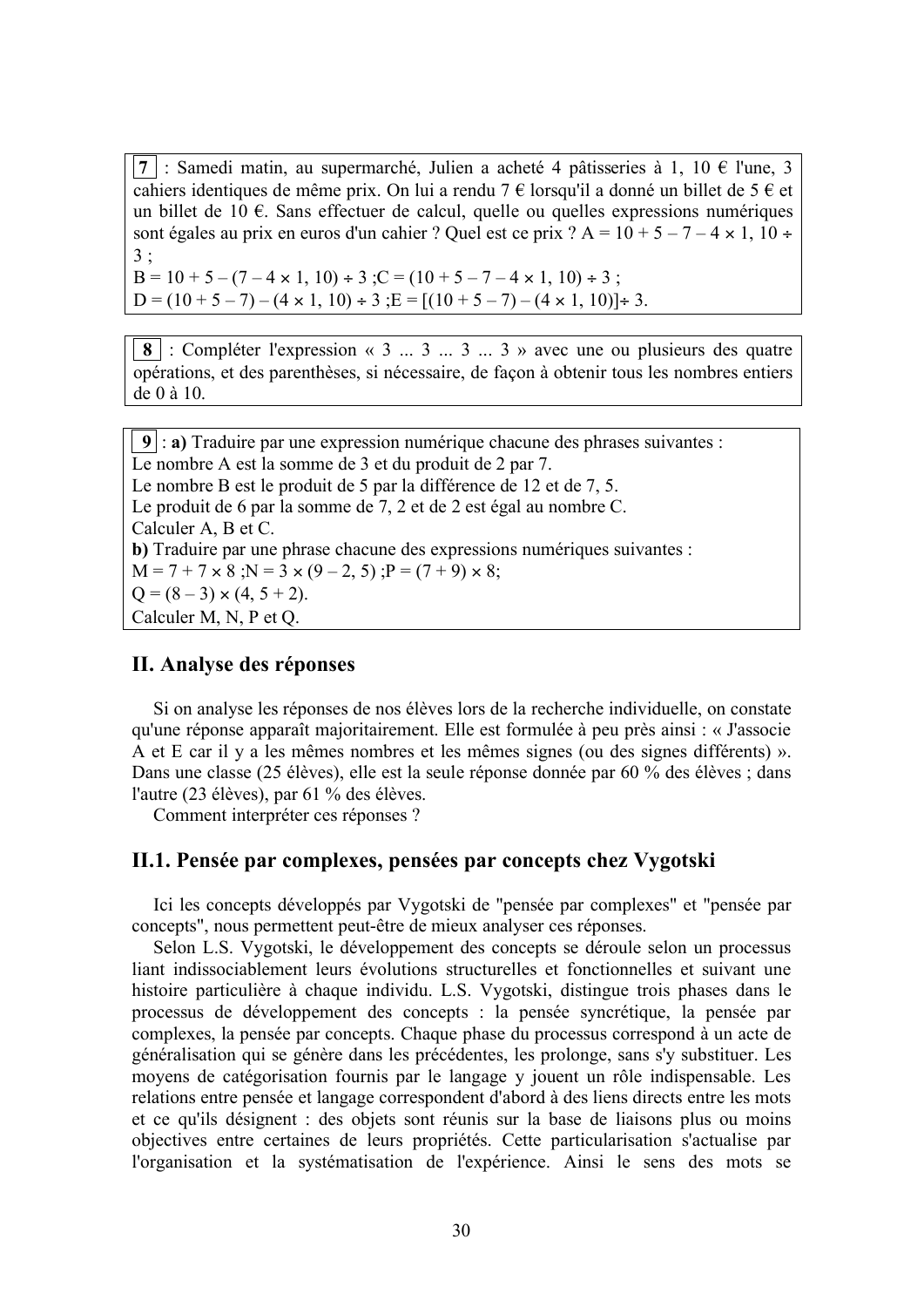**7** : Samedi matin, au supermarché, Julien a acheté 4 pâtisseries à 1, 10 € l'une, 3 cahiers identiques de même prix. On lui a rendu 7 € lorsqu'il a donné un billet de 5 € et un billet de 10 €. Sans effectuer de calcul, quelle ou quelles expressions numériques sont égales au prix en euros d'un cahier ? Quel est ce prix ? A = 10 + 5 – 7 – 4 × 1, 10 ÷ 3 ;
B = 10 + 5 – (7 – 4 × 1, 10) ÷ 3 ;C = (10 + 5 – 7 – 4 × 1, 10) ÷ 3 ;
D = (10 + 5 – 7) – (4 × 1, 10) ÷ 3 ;E = [(10 + 5 – 7) – (4 × 1, 10)]÷ 3.

**8** : Compléter l'expression « 3 ... 3 ... 3 ... 3 » avec une ou plusieurs des quatre opérations, et des parenthèses, si nécessaire, de façon à obtenir tous les nombres entiers de 0 à 10.

**9** : **a)** Traduire par une expression numérique chacune des phrases suivantes :
Le nombre A est la somme de 3 et du produit de 2 par 7.
Le nombre B est le produit de 5 par la différence de 12 et de 7, 5.
Le produit de 6 par la somme de 7, 2 et de 2 est égal au nombre C.
Calculer A, B et C.
**b)** Traduire par une phrase chacune des expressions numériques suivantes :
M = 7 + 7 × 8 ;N = 3 × (9 – 2, 5) ;P = (7 + 9) × 8;
Q = (8 – 3) × (4, 5 + 2).
Calculer M, N, P et Q.

## II. Analyse des réponses

Si on analyse les réponses de nos élèves lors de la recherche individuelle, on constate qu'une réponse apparaît majoritairement. Elle est formulée à peu près ainsi : « J'associe A et E car il y a les mêmes nombres et les mêmes signes (ou des signes différents) ». Dans une classe (25 élèves), elle est la seule réponse donnée par 60 % des élèves ; dans l'autre (23 élèves), par 61 % des élèves.

Comment interpréter ces réponses ?

## II.1. Pensée par complexes, pensées par concepts chez Vygotski

Ici les concepts développés par Vygotski de "pensée par complexes" et "pensée par concepts", nous permettent peut-être de mieux analyser ces réponses.

Selon L.S. Vygotski, le développement des concepts se déroule selon un processus liant indissociablement leurs évolutions structurelles et fonctionnelles et suivant une histoire particulière à chaque individu. L.S. Vygotski, distingue trois phases dans le processus de développement des concepts : la pensée syncrétique, la pensée par complexes, la pensée par concepts. Chaque phase du processus correspond à un acte de généralisation qui se génère dans les précédentes, les prolonge, sans s'y substituer. Les moyens de catégorisation fournis par le langage y jouent un rôle indispensable. Les relations entre pensée et langage correspondent d'abord à des liens directs entre les mots et ce qu'ils désignent : des objets sont réunis sur la base de liaisons plus ou moins objectives entre certaines de leurs propriétés. Cette particularisation s'actualise par l'organisation et la systématisation de l'expérience. Ainsi le sens des mots se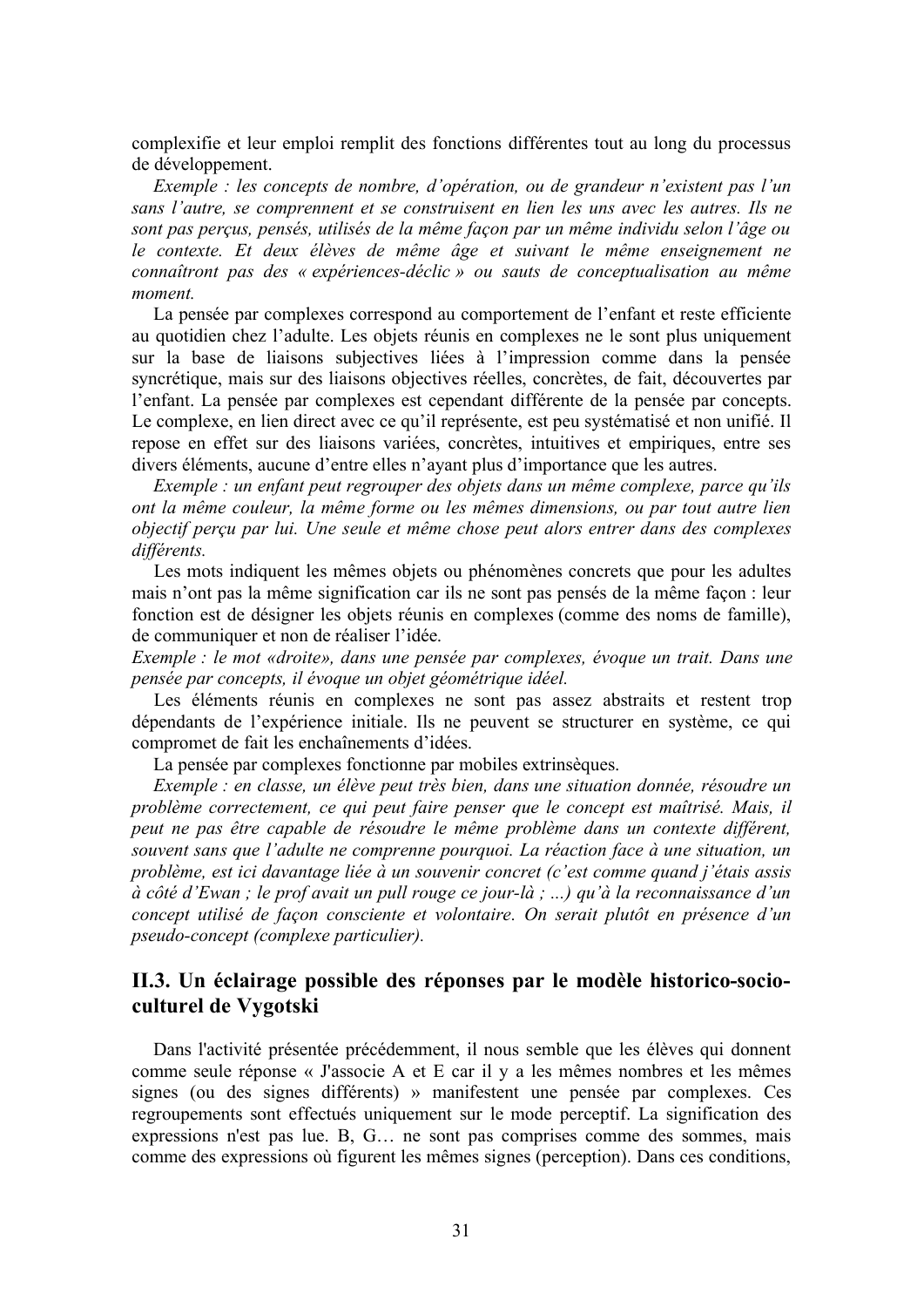complexifie et leur emploi remplit des fonctions différentes tout au long du processus de développement.

*Exemple : les concepts de nombre, d'opération, ou de grandeur n'existent pas l'un sans l'autre, se comprennent et se construisent en lien les uns avec les autres. Ils ne sont pas perçus, pensés, utilisés de la même façon par un même individu selon l'âge ou le contexte. Et deux élèves de même âge et suivant le même enseignement ne connaîtront pas des « expériences-déclic » ou sauts de conceptualisation au même moment.*

La pensée par complexes correspond au comportement de l'enfant et reste efficiente au quotidien chez l'adulte. Les objets réunis en complexes ne le sont plus uniquement sur la base de liaisons subjectives liées à l'impression comme dans la pensée syncrétique, mais sur des liaisons objectives réelles, concrètes, de fait, découvertes par l'enfant. La pensée par complexes est cependant différente de la pensée par concepts. Le complexe, en lien direct avec ce qu'il représente, est peu systématisé et non unifié. Il repose en effet sur des liaisons variées, concrètes, intuitives et empiriques, entre ses divers éléments, aucune d'entre elles n'ayant plus d'importance que les autres.

*Exemple : un enfant peut regrouper des objets dans un même complexe, parce qu'ils ont la même couleur, la même forme ou les mêmes dimensions, ou par tout autre lien objectif perçu par lui. Une seule et même chose peut alors entrer dans des complexes différents.*

Les mots indiquent les mêmes objets ou phénomènes concrets que pour les adultes mais n'ont pas la même signification car ils ne sont pas pensés de la même façon : leur fonction est de désigner les objets réunis en complexes (comme des noms de famille), de communiquer et non de réaliser l'idée.

*Exemple : le mot «droite», dans une pensée par complexes, évoque un trait. Dans une pensée par concepts, il évoque un objet géométrique idéel.*

Les éléments réunis en complexes ne sont pas assez abstraits et restent trop dépendants de l'expérience initiale. Ils ne peuvent se structurer en système, ce qui compromet de fait les enchaînements d'idées.

La pensée par complexes fonctionne par mobiles extrinsèques.

*Exemple : en classe, un élève peut très bien, dans une situation donnée, résoudre un problème correctement, ce qui peut faire penser que le concept est maîtrisé. Mais, il peut ne pas être capable de résoudre le même problème dans un contexte différent, souvent sans que l'adulte ne comprenne pourquoi. La réaction face à une situation, un problème, est ici davantage liée à un souvenir concret (c'est comme quand j'étais assis à côté d'Ewan ; le prof avait un pull rouge ce jour-là ; ...) qu'à la reconnaissance d'un concept utilisé de façon consciente et volontaire. On serait plutôt en présence d'un pseudo-concept (complexe particulier).*

## II.3. Un éclairage possible des réponses par le modèle historico-socio-culturel de Vygotski

Dans l'activité présentée précédemment, il nous semble que les élèves qui donnent comme seule réponse « J'associe A et E car il y a les mêmes nombres et les mêmes signes (ou des signes différents) » manifestent une pensée par complexes. Ces regroupements sont effectués uniquement sur le mode perceptif. La signification des expressions n'est pas lue. B, G… ne sont pas comprises comme des sommes, mais comme des expressions où figurent les mêmes signes (perception). Dans ces conditions,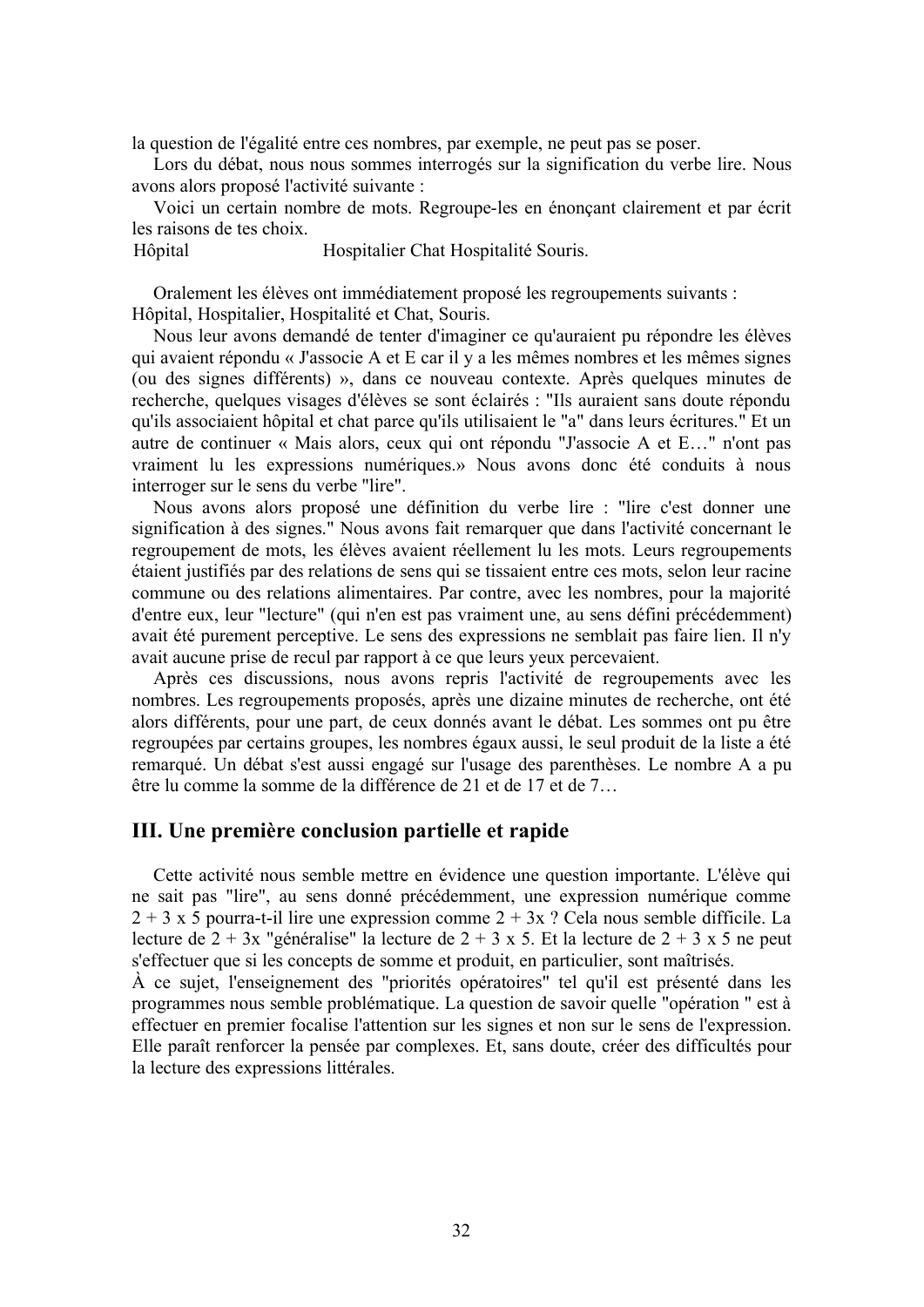la question de l'égalité entre ces nombres, par exemple, ne peut pas se poser.

Lors du débat, nous nous sommes interrogés sur la signification du verbe lire. Nous avons alors proposé l'activité suivante :

Voici un certain nombre de mots. Regroupe-les en énonçant clairement et par écrit les raisons de tes choix.

Hôpital Hospitalier Chat Hospitalité Souris.

Oralement les élèves ont immédiatement proposé les regroupements suivants : Hôpital, Hospitalier, Hospitalité et Chat, Souris.

Nous leur avons demandé de tenter d'imaginer ce qu'auraient pu répondre les élèves qui avaient répondu « J'associe A et E car il y a les mêmes nombres et les mêmes signes (ou des signes différents) », dans ce nouveau contexte. Après quelques minutes de recherche, quelques visages d'élèves se sont éclairés : "Ils auraient sans doute répondu qu'ils associaient hôpital et chat parce qu'ils utilisaient le "a" dans leurs écritures." Et un autre de continuer « Mais alors, ceux qui ont répondu "J'associe A et E…" n'ont pas vraiment lu les expressions numériques.» Nous avons donc été conduits à nous interroger sur le sens du verbe "lire".

Nous avons alors proposé une définition du verbe lire : "lire c'est donner une signification à des signes." Nous avons fait remarquer que dans l'activité concernant le regroupement de mots, les élèves avaient réellement lu les mots. Leurs regroupements étaient justifiés par des relations de sens qui se tissaient entre ces mots, selon leur racine commune ou des relations alimentaires. Par contre, avec les nombres, pour la majorité d'entre eux, leur "lecture" (qui n'en est pas vraiment une, au sens défini précédemment) avait été purement perceptive. Le sens des expressions ne semblait pas faire lien. Il n'y avait aucune prise de recul par rapport à ce que leurs yeux percevaient.

Après ces discussions, nous avons repris l'activité de regroupements avec les nombres. Les regroupements proposés, après une dizaine minutes de recherche, ont été alors différents, pour une part, de ceux donnés avant le débat. Les sommes ont pu être regroupées par certains groupes, les nombres égaux aussi, le seul produit de la liste a été remarqué. Un débat s'est aussi engagé sur l'usage des parenthèses. Le nombre A a pu être lu comme la somme de la différence de 21 et de 17 et de 7…

## III. Une première conclusion partielle et rapide

Cette activité nous semble mettre en évidence une question importante. L'élève qui ne sait pas "lire", au sens donné précédemment, une expression numérique comme $2 + 3 \times 5$ pourra-t-il lire une expression comme $2 + 3x$ ? Cela nous semble difficile. La lecture de $2 + 3x$ "généralise" la lecture de $2 + 3 \times 5$. Et la lecture de $2 + 3 \times 5$ ne peut s'effectuer que si les concepts de somme et produit, en particulier, sont maîtrisés.

À ce sujet, l'enseignement des "priorités opératoires" tel qu'il est présenté dans les programmes nous semble problématique. La question de savoir quelle "opération " est à effectuer en premier focalise l'attention sur les signes et non sur le sens de l'expression. Elle paraît renforcer la pensée par complexes. Et, sans doute, créer des difficultés pour la lecture des expressions littérales.